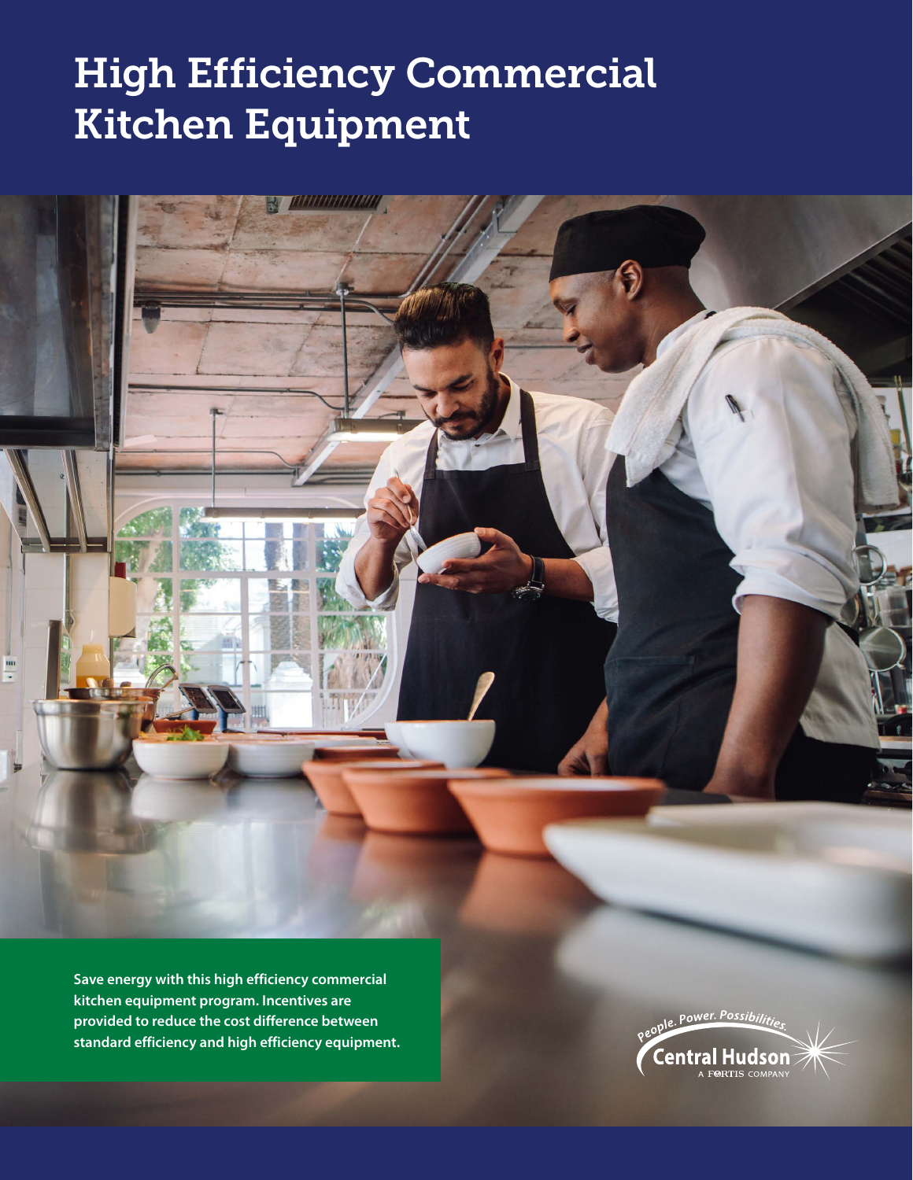# High Efficiency Commercial Kitchen Equipment

**Save energy with this high efficiency commercial kitchen equipment program. Incentives are provided to reduce the cost difference between standard efficiency and high efficiency equipment.**

People. Power. Possibilities.

Central Hudson

A FORTIS COMPANY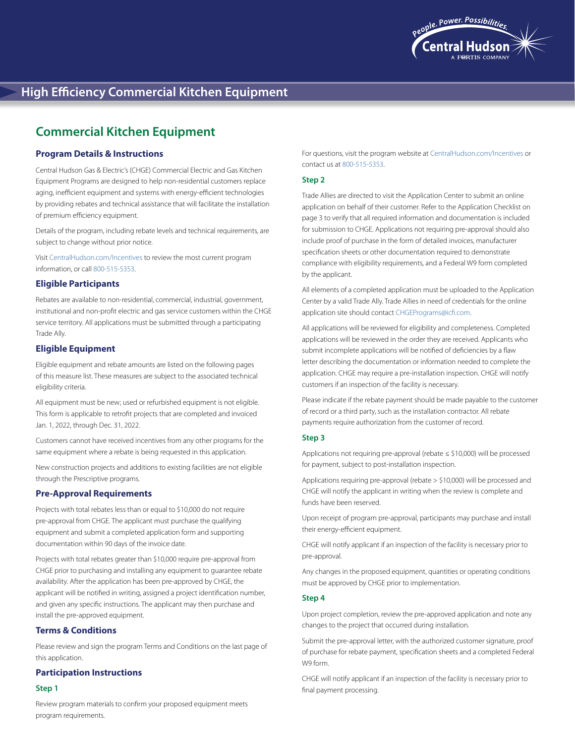# High Efficiency Commercial Kitchen Equipment

## Commercial Kitchen Equipment

### Program Details & Instructions

Central Hudson Gas & Electric's (CHGE) Commercial Electric and Gas Kitchen Equipment Programs are designed to help non-residential customers replace aging, inefficient equipment and systems with energy-efficient technologies by providing rebates and technical assistance that will facilitate the installation of premium efficiency equipment.

Details of the program, including rebate levels and technical requirements, are subject to change without prior notice.

Visit CentralHudson.com/Incentives to review the most current program information, or call 800-515-5353.

### Eligible Participants

Rebates are available to non-residential, commercial, industrial, government, institutional and non-profit electric and gas service customers within the CHGE service territory. All applications must be submitted through a participating Trade Ally.

### Eligible Equipment

Eligible equipment and rebate amounts are listed on the following pages of this measure list. These measures are subject to the associated technical eligibility criteria.

All equipment must be new; used or refurbished equipment is not eligible. This form is applicable to retrofit projects that are completed and invoiced Jan. 1, 2022, through Dec. 31, 2022.

Customers cannot have received incentives from any other programs for the same equipment where a rebate is being requested in this application.

New construction projects and additions to existing facilities are not eligible through the Prescriptive programs.

### Pre-Approval Requirements

Projects with total rebates less than or equal to $10,000 do not require pre-approval from CHGE. The applicant must purchase the qualifying equipment and submit a completed application form and supporting documentation within 90 days of the invoice date.

Projects with total rebates greater than $10,000 require pre-approval from CHGE prior to purchasing and installing any equipment to guarantee rebate availability. After the application has been pre-approved by CHGE, the applicant will be notified in writing, assigned a project identification number, and given any specific instructions. The applicant may then purchase and install the pre-approved equipment.

### Terms & Conditions

Please review and sign the program Terms and Conditions on the last page of this application.

### Participation Instructions

#### Step 1

Review program materials to confirm your proposed equipment meets program requirements.

For questions, visit the program website at CentralHudson.com/Incentives or contact us at 800-515-5353.

#### Step 2

Trade Allies are directed to visit the Application Center to submit an online application on behalf of their customer. Refer to the Application Checklist on page 3 to verify that all required information and documentation is included for submission to CHGE. Applications not requiring pre-approval should also include proof of purchase in the form of detailed invoices, manufacturer specification sheets or other documentation required to demonstrate compliance with eligibility requirements, and a Federal W9 form completed by the applicant.

All elements of a completed application must be uploaded to the Application Center by a valid Trade Ally. Trade Allies in need of credentials for the online application site should contact CHGEPrograms@icfi.com.

All applications will be reviewed for eligibility and completeness. Completed applications will be reviewed in the order they are received. Applicants who submit incomplete applications will be notified of deficiencies by a flaw letter describing the documentation or information needed to complete the application. CHGE may require a pre-installation inspection. CHGE will notify customers if an inspection of the facility is necessary.

Please indicate if the rebate payment should be made payable to the customer of record or a third party, such as the installation contractor. All rebate payments require authorization from the customer of record.

#### Step 3

Applications not requiring pre-approval (rebate ≤ $10,000) will be processed for payment, subject to post-installation inspection.

Applications requiring pre-approval (rebate > $10,000) will be processed and CHGE will notify the applicant in writing when the review is complete and funds have been reserved.

Upon receipt of program pre-approval, participants may purchase and install their energy-efficient equipment.

CHGE will notify applicant if an inspection of the facility is necessary prior to pre-approval.

Any changes in the proposed equipment, quantities or operating conditions must be approved by CHGE prior to implementation.

#### Step 4

Upon project completion, review the pre-approved application and note any changes to the project that occurred during installation.

Submit the pre-approval letter, with the authorized customer signature, proof of purchase for rebate payment, specification sheets and a completed Federal W9 form.

CHGE will notify applicant if an inspection of the facility is necessary prior to final payment processing.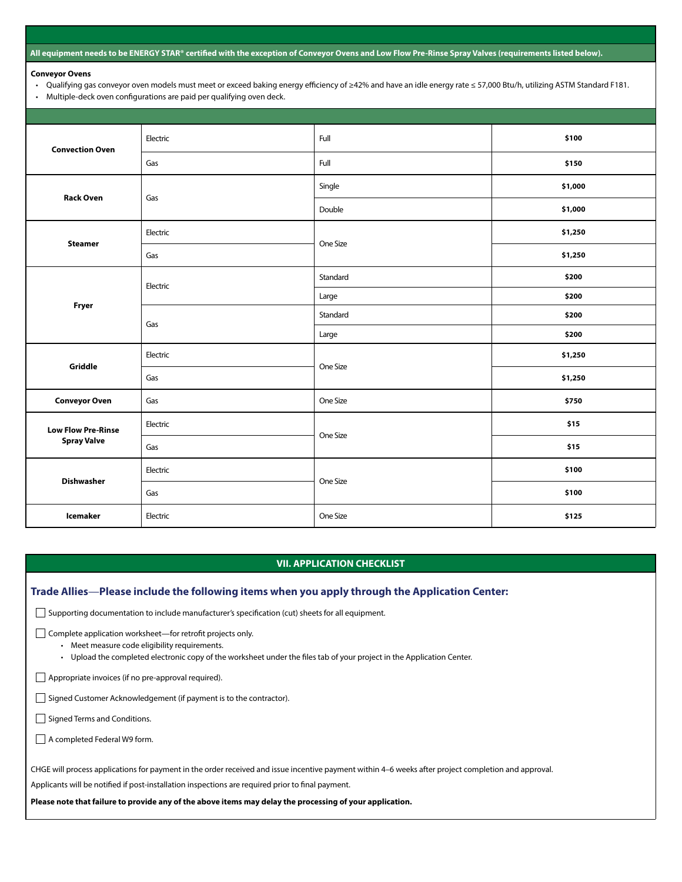**All equipment needs to be ENERGY STAR® certified with the exception of Conveyor Ovens and Low Flow Pre-Rinse Spray Valves (requirements listed below).**

**Conveyor Ovens**

- Qualifying gas conveyor oven models must meet or exceed baking energy efficiency of ≥42% and have an idle energy rate ≤ 57,000 Btu/h, utilizing ASTM Standard F181.
- Multiple-deck oven configurations are paid per qualifying oven deck.

| | | | |
|---|---|---|---|
| **Convection Oven** | Electric | Full | **$100** |
| | Gas | Full | **$150** |
| **Rack Oven** | Gas | Single | **$1,000** |
| | | Double | **$1,000** |
| **Steamer** | Electric | One Size | **$1,250** |
| | Gas | | **$1,250** |
| **Fryer** | Electric | Standard | **$200** |
| | | Large | **$200** |
| | Gas | Standard | **$200** |
| | | Large | **$200** |
| **Griddle** | Electric | One Size | **$1,250** |
| | Gas | | **$1,250** |
| **Conveyor Oven** | Gas | One Size | **$750** |
| **Low Flow Pre-Rinse Spray Valve** | Electric | One Size | **$15** |
| | Gas | | **$15** |
| **Dishwasher** | Electric | One Size | **$100** |
| | Gas | | **$100** |
| **Icemaker** | Electric | One Size | **$125** |

## VII. APPLICATION CHECKLIST

### Trade Allies—Please include the following items when you apply through the Application Center:

- ☐ Supporting documentation to include manufacturer's specification (cut) sheets for all equipment.
- ☐ Complete application worksheet—for retrofit projects only.
  - Meet measure code eligibility requirements.
  - Upload the completed electronic copy of the worksheet under the files tab of your project in the Application Center.
- ☐ Appropriate invoices (if no pre-approval required).
- ☐ Signed Customer Acknowledgement (if payment is to the contractor).
- ☐ Signed Terms and Conditions.
- ☐ A completed Federal W9 form.

CHGE will process applications for payment in the order received and issue incentive payment within 4–6 weeks after project completion and approval.

Applicants will be notified if post-installation inspections are required prior to final payment.

**Please note that failure to provide any of the above items may delay the processing of your application.**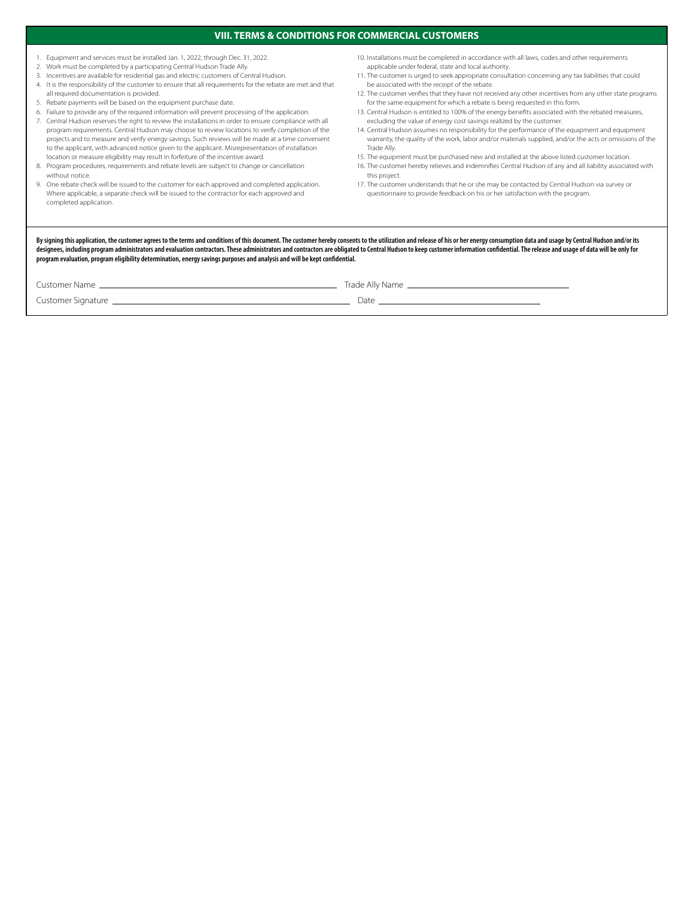## VIII. TERMS & CONDITIONS FOR COMMERCIAL CUSTOMERS

1. Equipment and services must be installed Jan. 1, 2022, through Dec. 31, 2022.
2. Work must be completed by a participating Central Hudson Trade Ally.
3. Incentives are available for residential gas and electric customers of Central Hudson.
4. It is the responsibility of the customer to ensure that all requirements for the rebate are met and that all required documentation is provided.
5. Rebate payments will be based on the equipment purchase date.
6. Failure to provide any of the required information will prevent processing of the application.
7. Central Hudson reserves the right to review the installations in order to ensure compliance with all program requirements. Central Hudson may choose to review locations to verify completion of the projects and to measure and verify energy savings. Such reviews will be made at a time convenient to the applicant, with advanced notice given to the applicant. Misrepresentation of installation location or measure eligibility may result in forfeiture of the incentive award.
8. Program procedures, requirements and rebate levels are subject to change or cancellation without notice.
9. One rebate check will be issued to the customer for each approved and completed application. Where applicable, a separate check will be issued to the contractor for each approved and completed application.
10. Installations must be completed in accordance with all laws, codes and other requirements applicable under federal, state and local authority.
11. The customer is urged to seek appropriate consultation concerning any tax liabilities that could be associated with the receipt of the rebate.
12. The customer verifies that they have not received any other incentives from any other state programs for the same equipment for which a rebate is being requested in this form.
13. Central Hudson is entitled to 100% of the energy benefits associated with the rebated measures, excluding the value of energy cost savings realized by the customer.
14. Central Hudson assumes no responsibility for the performance of the equipment and equipment warranty, the quality of the work, labor and/or materials supplied, and/or the acts or omissions of the Trade Ally.
15. The equipment must be purchased new and installed at the above listed customer location.
16. The customer hereby relieves and indemnifies Central Hudson of any and all liability associated with this project.
17. The customer understands that he or she may be contacted by Central Hudson via survey or questionnaire to provide feedback on his or her satisfaction with the program.

**By signing this application, the customer agrees to the terms and conditions of this document. The customer hereby consents to the utilization and release of his or her energy consumption data and usage by Central Hudson and/or its designees, including program administrators and evaluation contractors. These administrators and contractors are obligated to Central Hudson to keep customer information confidential. The release and usage of data will be only for program evaluation, program eligibility determination, energy savings purposes and analysis and will be kept confidential.**

Customer Name ______________________________ Trade Ally Name ______________________________

Customer Signature ______________________________ Date ______________________________